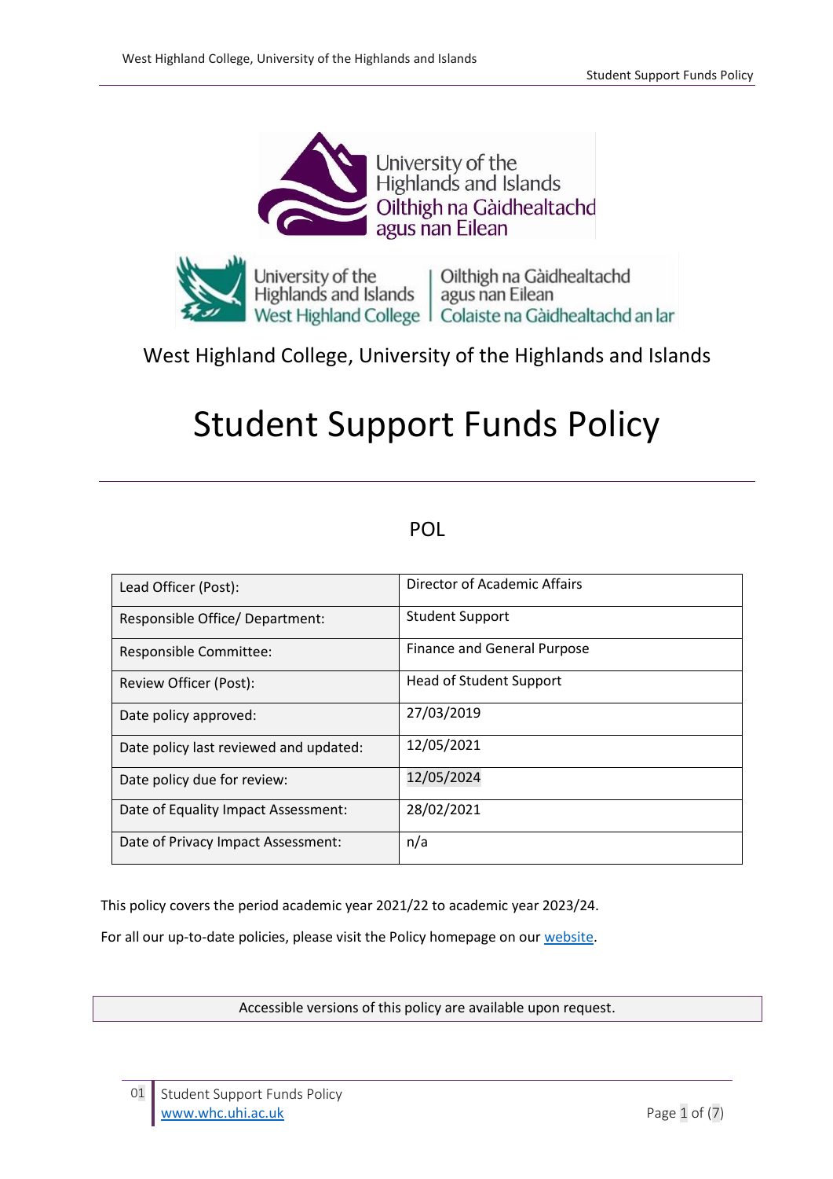West Highland College, University of the Highlands and Islands

# Student Support Funds Policy

POL

| Lead Officer (Post): | Director of Academic Affairs |
|---|---|
| Responsible Office/ Department: | Student Support |
| Responsible Committee: | Finance and General Purpose |
| Review Officer (Post): | Head of Student Support |
| Date policy approved: | 27/03/2019 |
| Date policy last reviewed and updated: | 12/05/2021 |
| Date policy due for review: | 12/05/2024 |
| Date of Equality Impact Assessment: | 28/02/2021 |
| Date of Privacy Impact Assessment: | n/a |

This policy covers the period academic year 2021/22 to academic year 2023/24.

For all our up-to-date policies, please visit the Policy homepage on our [website](website).

Accessible versions of this policy are available upon request.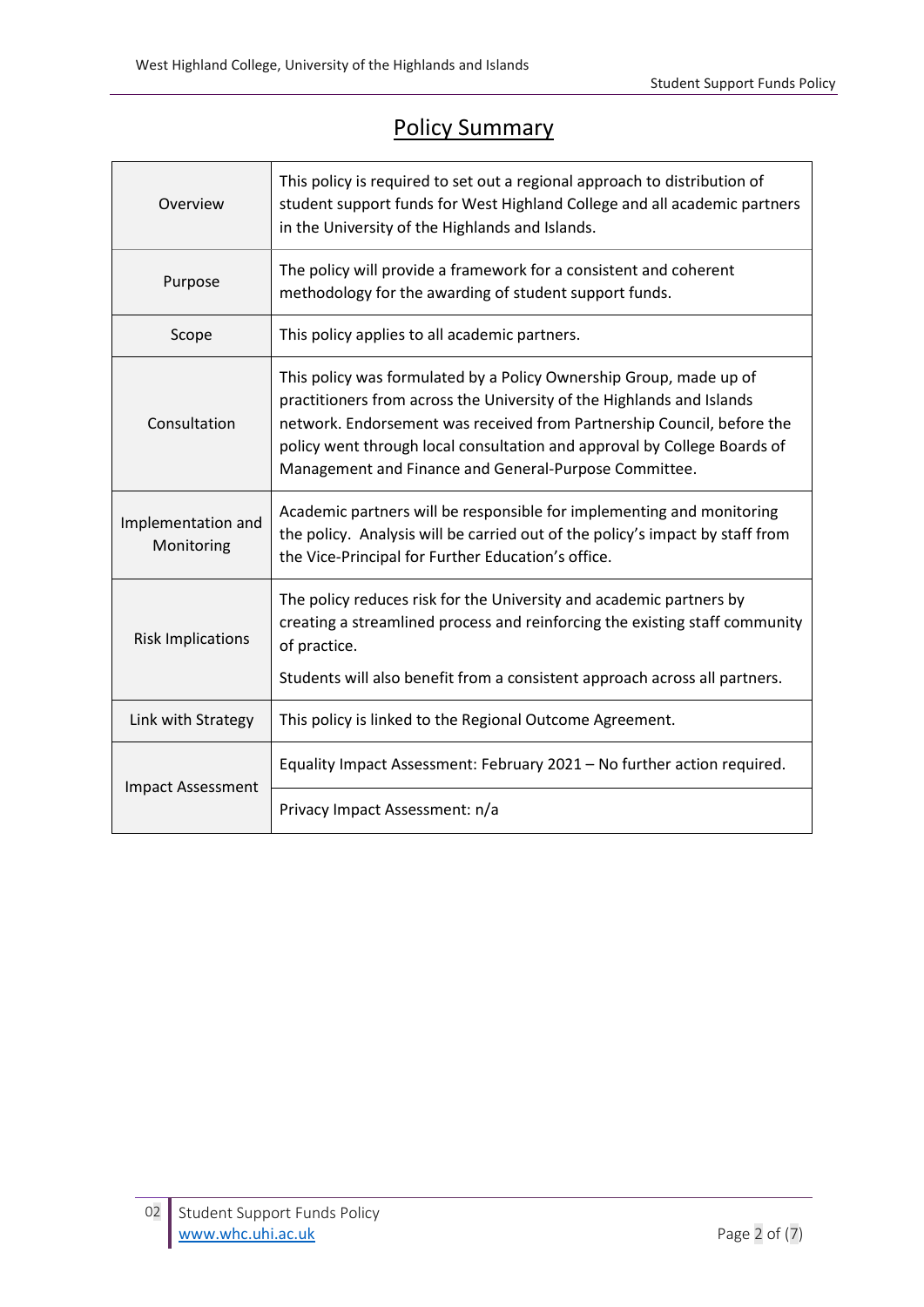# Policy Summary

| | |
|---|---|
| Overview | This policy is required to set out a regional approach to distribution of student support funds for West Highland College and all academic partners in the University of the Highlands and Islands. |
| Purpose | The policy will provide a framework for a consistent and coherent methodology for the awarding of student support funds. |
| Scope | This policy applies to all academic partners. |
| Consultation | This policy was formulated by a Policy Ownership Group, made up of practitioners from across the University of the Highlands and Islands network. Endorsement was received from Partnership Council, before the policy went through local consultation and approval by College Boards of Management and Finance and General-Purpose Committee. |
| Implementation and Monitoring | Academic partners will be responsible for implementing and monitoring the policy. Analysis will be carried out of the policy's impact by staff from the Vice-Principal for Further Education's office. |
| Risk Implications | The policy reduces risk for the University and academic partners by creating a streamlined process and reinforcing the existing staff community of practice.<br><br>Students will also benefit from a consistent approach across all partners. |
| Link with Strategy | This policy is linked to the Regional Outcome Agreement. |
| Impact Assessment | Equality Impact Assessment: February 2021 – No further action required. |
| | Privacy Impact Assessment: n/a |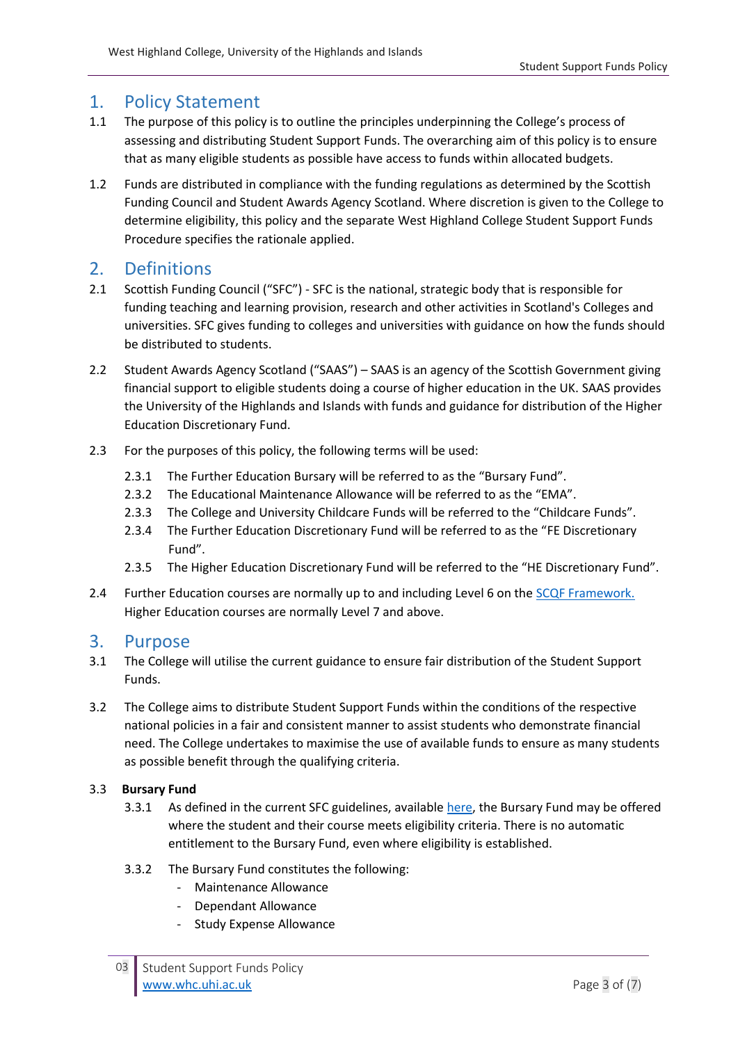## 1. Policy Statement

1.1 The purpose of this policy is to outline the principles underpinning the College's process of assessing and distributing Student Support Funds. The overarching aim of this policy is to ensure that as many eligible students as possible have access to funds within allocated budgets.

1.2 Funds are distributed in compliance with the funding regulations as determined by the Scottish Funding Council and Student Awards Agency Scotland. Where discretion is given to the College to determine eligibility, this policy and the separate West Highland College Student Support Funds Procedure specifies the rationale applied.

## 2. Definitions

2.1 Scottish Funding Council ("SFC") - SFC is the national, strategic body that is responsible for funding teaching and learning provision, research and other activities in Scotland's Colleges and universities. SFC gives funding to colleges and universities with guidance on how the funds should be distributed to students.

2.2 Student Awards Agency Scotland ("SAAS") – SAAS is an agency of the Scottish Government giving financial support to eligible students doing a course of higher education in the UK. SAAS provides the University of the Highlands and Islands with funds and guidance for distribution of the Higher Education Discretionary Fund.

2.3 For the purposes of this policy, the following terms will be used:

- 2.3.1 The Further Education Bursary will be referred to as the "Bursary Fund".
- 2.3.2 The Educational Maintenance Allowance will be referred to as the "EMA".
- 2.3.3 The College and University Childcare Funds will be referred to the "Childcare Funds".
- 2.3.4 The Further Education Discretionary Fund will be referred to as the "FE Discretionary Fund".
- 2.3.5 The Higher Education Discretionary Fund will be referred to the "HE Discretionary Fund".

2.4 Further Education courses are normally up to and including Level 6 on the SCQF Framework. Higher Education courses are normally Level 7 and above.

## 3. Purpose

3.1 The College will utilise the current guidance to ensure fair distribution of the Student Support Funds.

3.2 The College aims to distribute Student Support Funds within the conditions of the respective national policies in a fair and consistent manner to assist students who demonstrate financial need. The College undertakes to maximise the use of available funds to ensure as many students as possible benefit through the qualifying criteria.

3.3 **Bursary Fund**

3.3.1 As defined in the current SFC guidelines, available here, the Bursary Fund may be offered where the student and their course meets eligibility criteria. There is no automatic entitlement to the Bursary Fund, even where eligibility is established.

3.3.2 The Bursary Fund constitutes the following:

- Maintenance Allowance
- Dependant Allowance
- Study Expense Allowance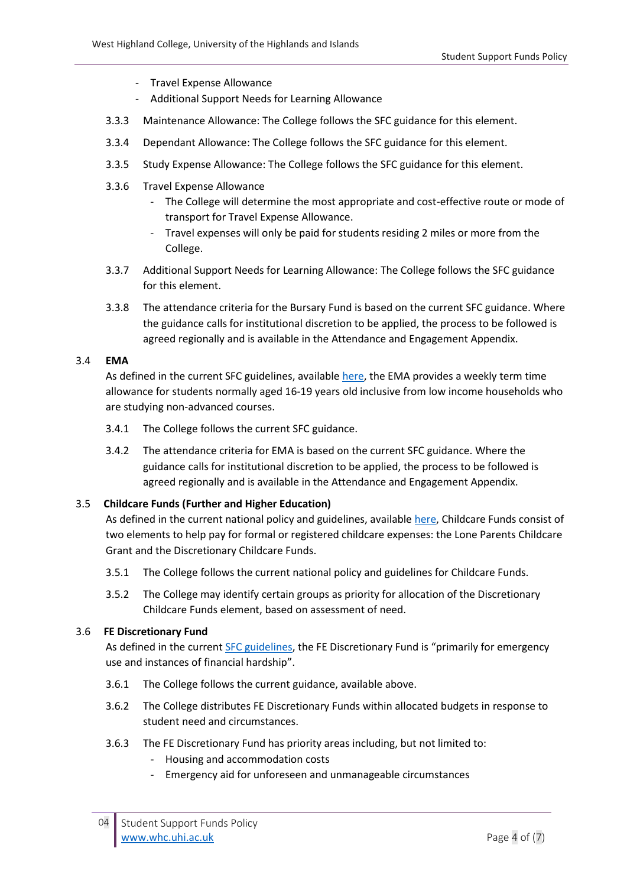- Travel Expense Allowance
- Additional Support Needs for Learning Allowance

3.3.3 Maintenance Allowance: The College follows the SFC guidance for this element.

3.3.4 Dependant Allowance: The College follows the SFC guidance for this element.

3.3.5 Study Expense Allowance: The College follows the SFC guidance for this element.

3.3.6 Travel Expense Allowance
- The College will determine the most appropriate and cost-effective route or mode of transport for Travel Expense Allowance.
- Travel expenses will only be paid for students residing 2 miles or more from the College.

3.3.7 Additional Support Needs for Learning Allowance: The College follows the SFC guidance for this element.

3.3.8 The attendance criteria for the Bursary Fund is based on the current SFC guidance. Where the guidance calls for institutional discretion to be applied, the process to be followed is agreed regionally and is available in the Attendance and Engagement Appendix.

## 3.4 EMA

As defined in the current SFC guidelines, available here, the EMA provides a weekly term time allowance for students normally aged 16-19 years old inclusive from low income households who are studying non-advanced courses.

3.4.1 The College follows the current SFC guidance.

3.4.2 The attendance criteria for EMA is based on the current SFC guidance. Where the guidance calls for institutional discretion to be applied, the process to be followed is agreed regionally and is available in the Attendance and Engagement Appendix.

## 3.5 Childcare Funds (Further and Higher Education)

As defined in the current national policy and guidelines, available here, Childcare Funds consist of two elements to help pay for formal or registered childcare expenses: the Lone Parents Childcare Grant and the Discretionary Childcare Funds.

3.5.1 The College follows the current national policy and guidelines for Childcare Funds.

3.5.2 The College may identify certain groups as priority for allocation of the Discretionary Childcare Funds element, based on assessment of need.

## 3.6 FE Discretionary Fund

As defined in the current SFC guidelines, the FE Discretionary Fund is "primarily for emergency use and instances of financial hardship".

3.6.1 The College follows the current guidance, available above.

3.6.2 The College distributes FE Discretionary Funds within allocated budgets in response to student need and circumstances.

3.6.3 The FE Discretionary Fund has priority areas including, but not limited to:
- Housing and accommodation costs
- Emergency aid for unforeseen and unmanageable circumstances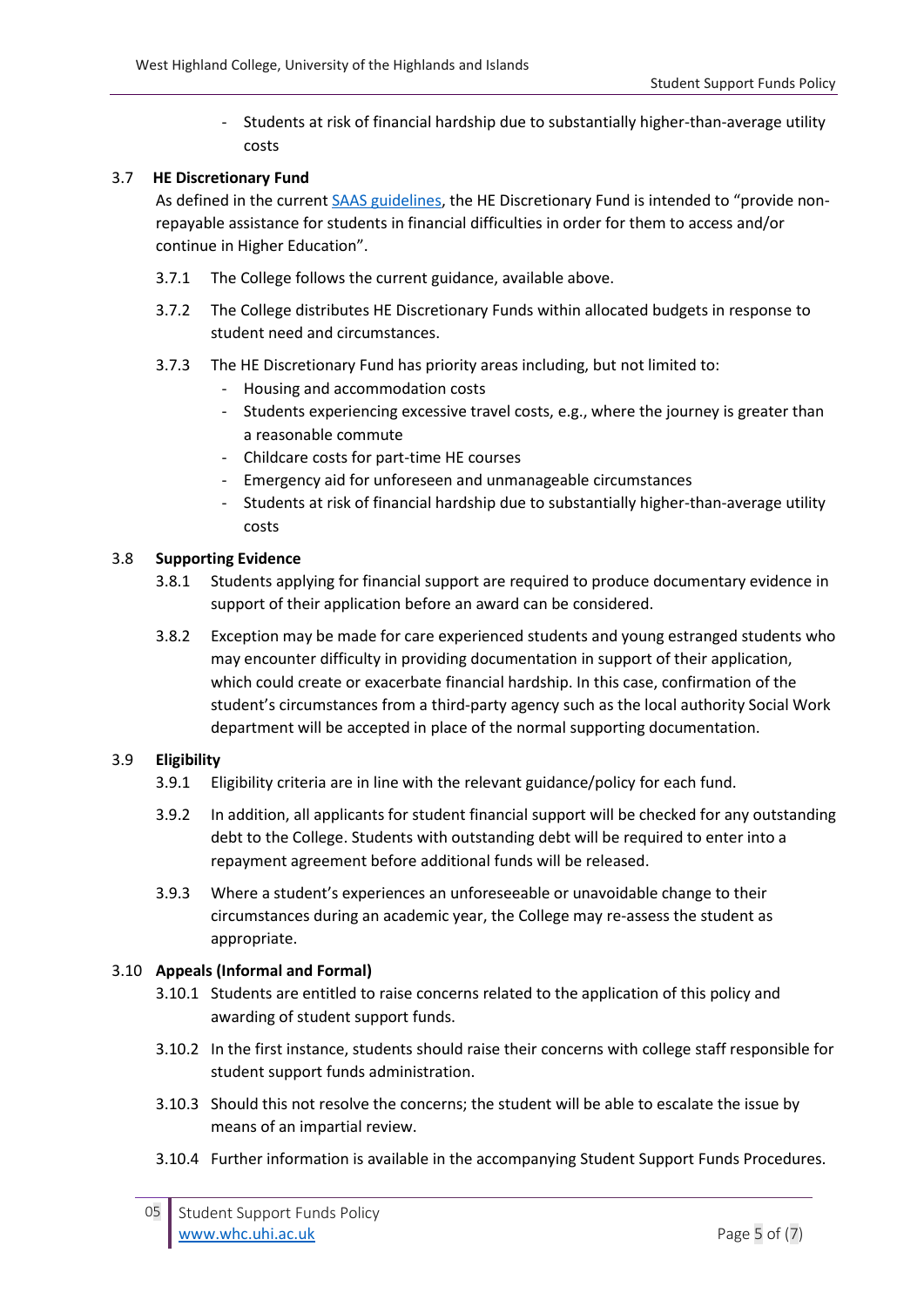- Students at risk of financial hardship due to substantially higher-than-average utility costs

### 3.7 HE Discretionary Fund

As defined in the current [SAAS guidelines](), the HE Discretionary Fund is intended to "provide non-repayable assistance for students in financial difficulties in order for them to access and/or continue in Higher Education".

3.7.1 The College follows the current guidance, available above.

3.7.2 The College distributes HE Discretionary Funds within allocated budgets in response to student need and circumstances.

3.7.3 The HE Discretionary Fund has priority areas including, but not limited to:

- Housing and accommodation costs
- Students experiencing excessive travel costs, e.g., where the journey is greater than a reasonable commute
- Childcare costs for part-time HE courses
- Emergency aid for unforeseen and unmanageable circumstances
- Students at risk of financial hardship due to substantially higher-than-average utility costs

### 3.8 Supporting Evidence

3.8.1 Students applying for financial support are required to produce documentary evidence in support of their application before an award can be considered.

3.8.2 Exception may be made for care experienced students and young estranged students who may encounter difficulty in providing documentation in support of their application, which could create or exacerbate financial hardship. In this case, confirmation of the student's circumstances from a third-party agency such as the local authority Social Work department will be accepted in place of the normal supporting documentation.

### 3.9 Eligibility

3.9.1 Eligibility criteria are in line with the relevant guidance/policy for each fund.

3.9.2 In addition, all applicants for student financial support will be checked for any outstanding debt to the College. Students with outstanding debt will be required to enter into a repayment agreement before additional funds will be released.

3.9.3 Where a student's experiences an unforeseeable or unavoidable change to their circumstances during an academic year, the College may re-assess the student as appropriate.

### 3.10 Appeals (Informal and Formal)

3.10.1 Students are entitled to raise concerns related to the application of this policy and awarding of student support funds.

3.10.2 In the first instance, students should raise their concerns with college staff responsible for student support funds administration.

3.10.3 Should this not resolve the concerns; the student will be able to escalate the issue by means of an impartial review.

3.10.4 Further information is available in the accompanying Student Support Funds Procedures.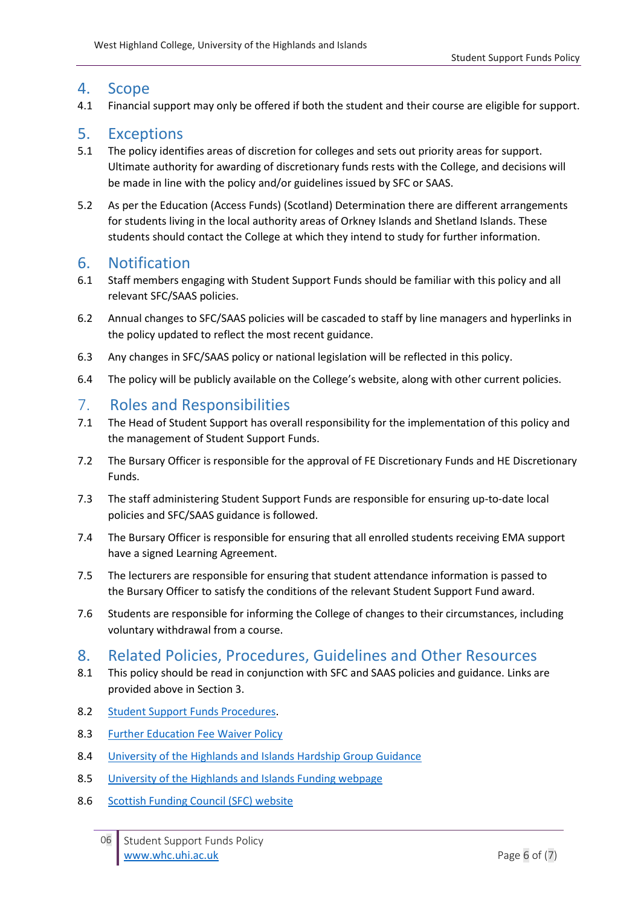## 4. Scope

4.1 Financial support may only be offered if both the student and their course are eligible for support.

## 5. Exceptions

5.1 The policy identifies areas of discretion for colleges and sets out priority areas for support. Ultimate authority for awarding of discretionary funds rests with the College, and decisions will be made in line with the policy and/or guidelines issued by SFC or SAAS.

5.2 As per the Education (Access Funds) (Scotland) Determination there are different arrangements for students living in the local authority areas of Orkney Islands and Shetland Islands. These students should contact the College at which they intend to study for further information.

## 6. Notification

6.1 Staff members engaging with Student Support Funds should be familiar with this policy and all relevant SFC/SAAS policies.

6.2 Annual changes to SFC/SAAS policies will be cascaded to staff by line managers and hyperlinks in the policy updated to reflect the most recent guidance.

6.3 Any changes in SFC/SAAS policy or national legislation will be reflected in this policy.

6.4 The policy will be publicly available on the College's website, along with other current policies.

## 7. Roles and Responsibilities

7.1 The Head of Student Support has overall responsibility for the implementation of this policy and the management of Student Support Funds.

7.2 The Bursary Officer is responsible for the approval of FE Discretionary Funds and HE Discretionary Funds.

7.3 The staff administering Student Support Funds are responsible for ensuring up-to-date local policies and SFC/SAAS guidance is followed.

7.4 The Bursary Officer is responsible for ensuring that all enrolled students receiving EMA support have a signed Learning Agreement.

7.5 The lecturers are responsible for ensuring that student attendance information is passed to the Bursary Officer to satisfy the conditions of the relevant Student Support Fund award.

7.6 Students are responsible for informing the College of changes to their circumstances, including voluntary withdrawal from a course.

## 8. Related Policies, Procedures, Guidelines and Other Resources

8.1 This policy should be read in conjunction with SFC and SAAS policies and guidance. Links are provided above in Section 3.

8.2 Student Support Funds Procedures.

8.3 Further Education Fee Waiver Policy

8.4 University of the Highlands and Islands Hardship Group Guidance

8.5 University of the Highlands and Islands Funding webpage

8.6 Scottish Funding Council (SFC) website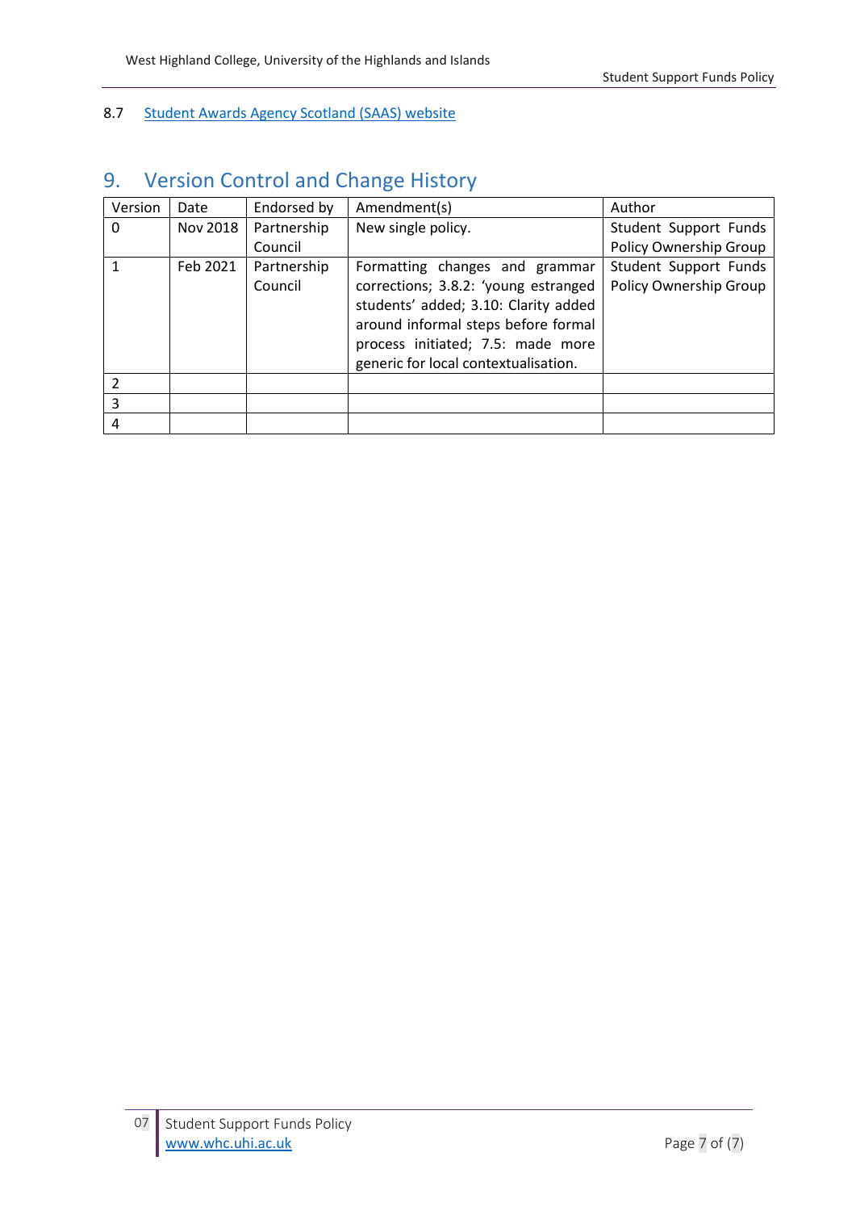8.7 [Student Awards Agency Scotland (SAAS) website]

## 9. Version Control and Change History

| Version | Date | Endorsed by | Amendment(s) | Author |
|---|---|---|---|---|
| 0 | Nov 2018 | Partnership Council | New single policy. | Student Support Funds Policy Ownership Group |
| 1 | Feb 2021 | Partnership Council | Formatting changes and grammar corrections; 3.8.2: 'young estranged students' added; 3.10: Clarity added around informal steps before formal process initiated; 7.5: made more generic for local contextualisation. | Student Support Funds Policy Ownership Group |
| 2 | | | | |
| 3 | | | | |
| 4 | | | | |